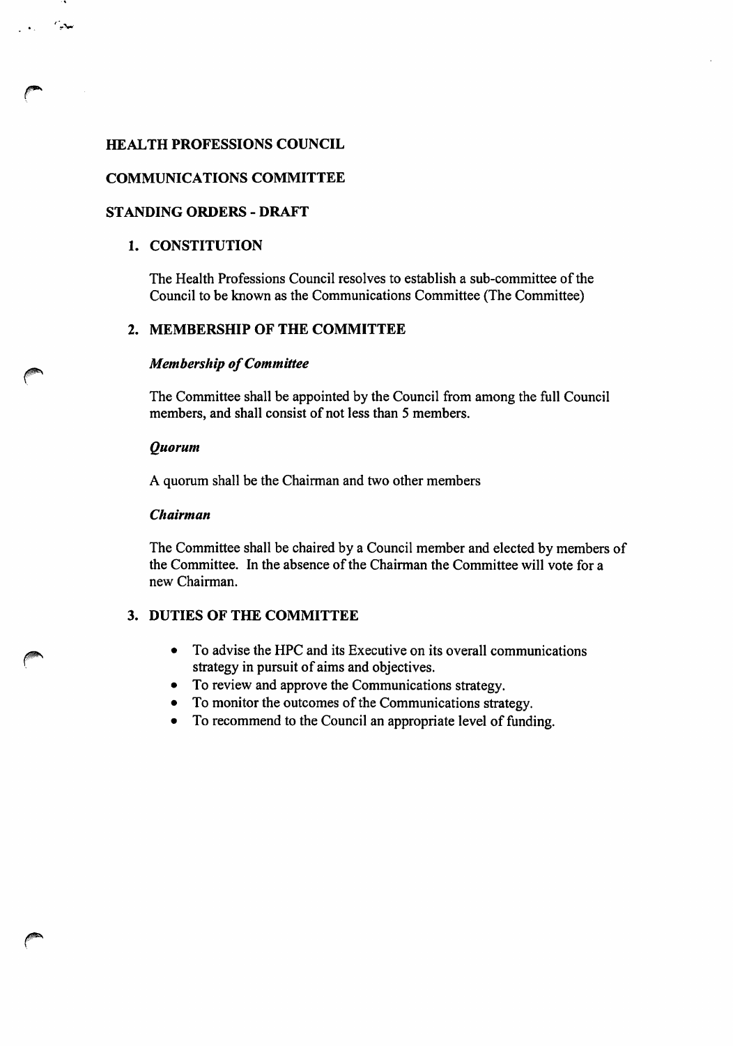# HEALTH PROFESSIONS COUNCIL

## COMMUNICATIONS COMMITTEE

## STANDING ORDERS - DRAFT

### 1. CONSTITUTION

The Health Professions Council resolves to establish a sub-committee of the Council to be known as the Communications Committee (The Committee)

### 2. MEMBERSHIP OF THE COMMITTEE

***Membership of Committee***

The Committee shall be appointed by the Council from among the full Council members, and shall consist of not less than 5 members.

***Quorum***

A quorum shall be the Chairman and two other members

***Chairman***

The Committee shall be chaired by a Council member and elected by members of the Committee. In the absence of the Chairman the Committee will vote for a new Chairman.

### 3. DUTIES OF THE COMMITTEE

- To advise the HPC and its Executive on its overall communications strategy in pursuit of aims and objectives.
- To review and approve the Communications strategy.
- To monitor the outcomes of the Communications strategy.
- To recommend to the Council an appropriate level of funding.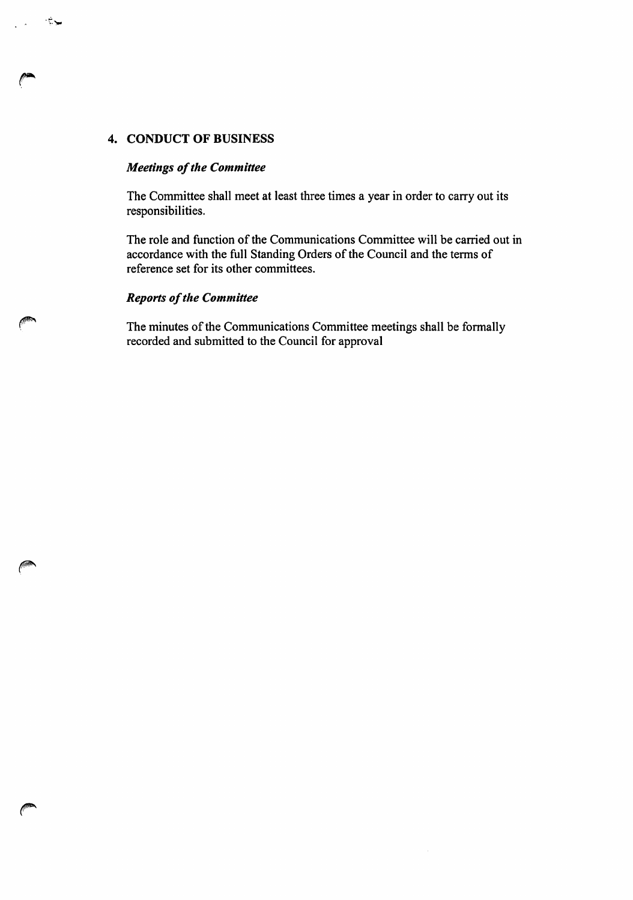## 4. CONDUCT OF BUSINESS

### *Meetings of the Committee*

The Committee shall meet at least three times a year in order to carry out its responsibilities.

The role and function of the Communications Committee will be carried out in accordance with the full Standing Orders of the Council and the terms of reference set for its other committees.

### *Reports of the Committee*

The minutes of the Communications Committee meetings shall be formally recorded and submitted to the Council for approval